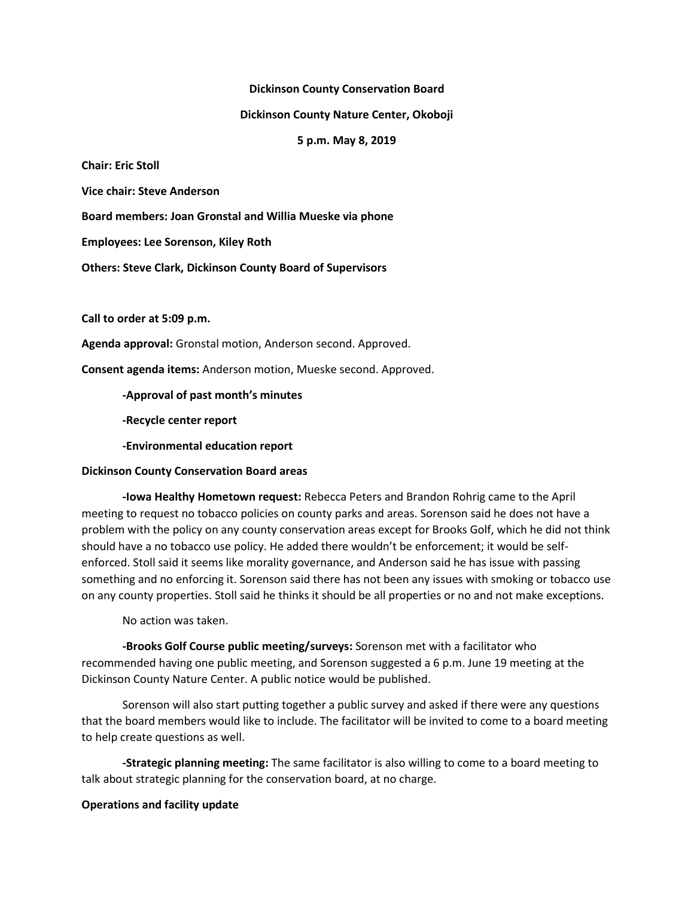**Dickinson County Conservation Board**

**Dickinson County Nature Center, Okoboji**

**5 p.m. May 8, 2019**

**Chair: Eric Stoll**

**Vice chair: Steve Anderson**

**Board members: Joan Gronstal and Willia Mueske via phone**

**Employees: Lee Sorenson, Kiley Roth**

**Others: Steve Clark, Dickinson County Board of Supervisors**

**Call to order at 5:09 p.m.**

**Agenda approval:** Gronstal motion, Anderson second. Approved.

**Consent agenda items:** Anderson motion, Mueske second. Approved.

**-Approval of past month's minutes**

**-Recycle center report**

**-Environmental education report**

**Dickinson County Conservation Board areas**

**-Iowa Healthy Hometown request:** Rebecca Peters and Brandon Rohrig came to the April meeting to request no tobacco policies on county parks and areas. Sorenson said he does not have a problem with the policy on any county conservation areas except for Brooks Golf, which he did not think should have a no tobacco use policy. He added there wouldn't be enforcement; it would be self-enforced. Stoll said it seems like morality governance, and Anderson said he has issue with passing something and no enforcing it. Sorenson said there has not been any issues with smoking or tobacco use on any county properties. Stoll said he thinks it should be all properties or no and not make exceptions.

No action was taken.

**-Brooks Golf Course public meeting/surveys:** Sorenson met with a facilitator who recommended having one public meeting, and Sorenson suggested a 6 p.m. June 19 meeting at the Dickinson County Nature Center. A public notice would be published.

Sorenson will also start putting together a public survey and asked if there were any questions that the board members would like to include. The facilitator will be invited to come to a board meeting to help create questions as well.

**-Strategic planning meeting:** The same facilitator is also willing to come to a board meeting to talk about strategic planning for the conservation board, at no charge.

**Operations and facility update**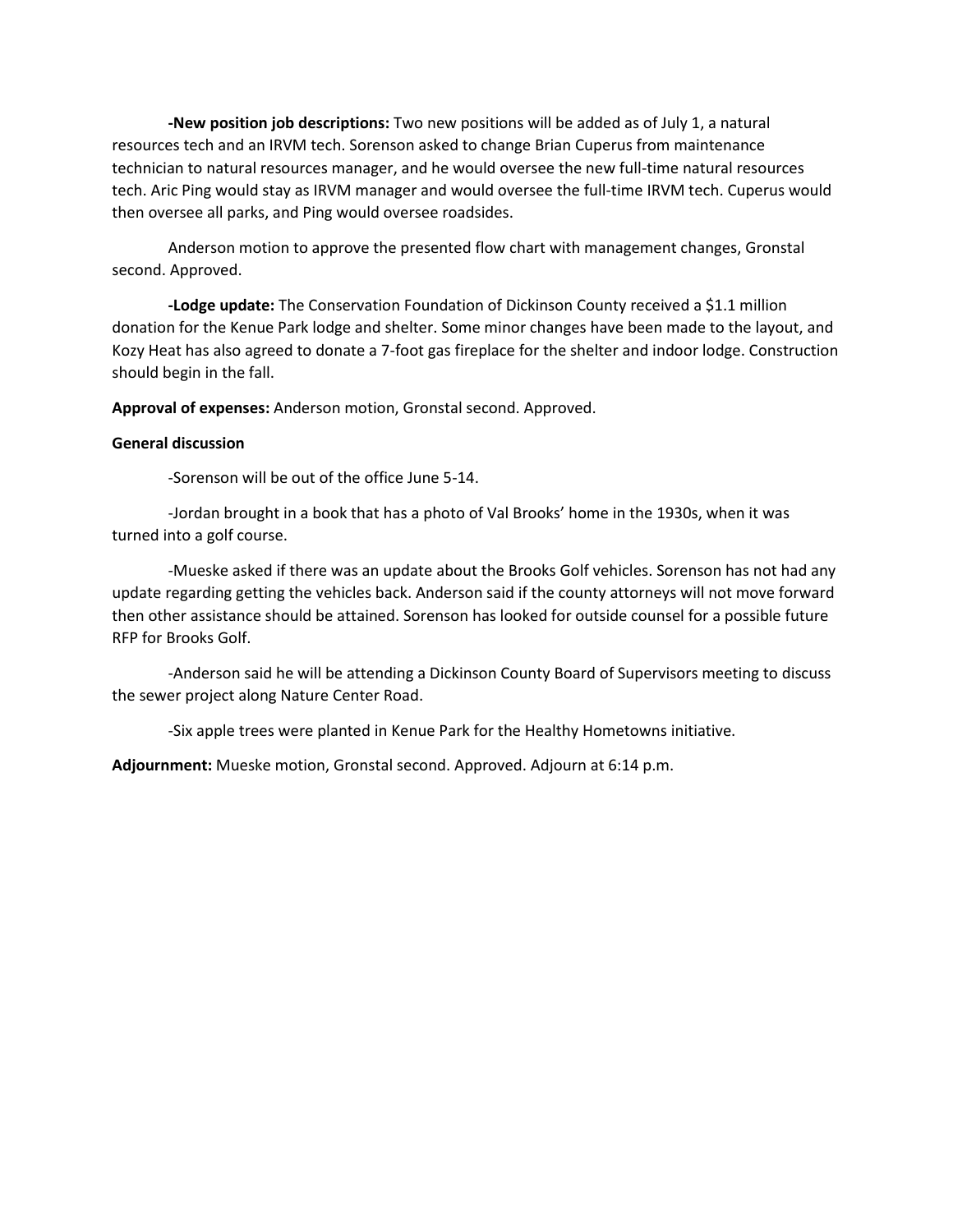**-New position job descriptions:** Two new positions will be added as of July 1, a natural resources tech and an IRVM tech. Sorenson asked to change Brian Cuperus from maintenance technician to natural resources manager, and he would oversee the new full-time natural resources tech. Aric Ping would stay as IRVM manager and would oversee the full-time IRVM tech. Cuperus would then oversee all parks, and Ping would oversee roadsides.

Anderson motion to approve the presented flow chart with management changes, Gronstal second. Approved.

**-Lodge update:** The Conservation Foundation of Dickinson County received a $1.1 million donation for the Kenue Park lodge and shelter. Some minor changes have been made to the layout, and Kozy Heat has also agreed to donate a 7-foot gas fireplace for the shelter and indoor lodge. Construction should begin in the fall.

**Approval of expenses:** Anderson motion, Gronstal second. Approved.

**General discussion**

-Sorenson will be out of the office June 5-14.

-Jordan brought in a book that has a photo of Val Brooks' home in the 1930s, when it was turned into a golf course.

-Mueske asked if there was an update about the Brooks Golf vehicles. Sorenson has not had any update regarding getting the vehicles back. Anderson said if the county attorneys will not move forward then other assistance should be attained. Sorenson has looked for outside counsel for a possible future RFP for Brooks Golf.

-Anderson said he will be attending a Dickinson County Board of Supervisors meeting to discuss the sewer project along Nature Center Road.

-Six apple trees were planted in Kenue Park for the Healthy Hometowns initiative.

**Adjournment:** Mueske motion, Gronstal second. Approved. Adjourn at 6:14 p.m.